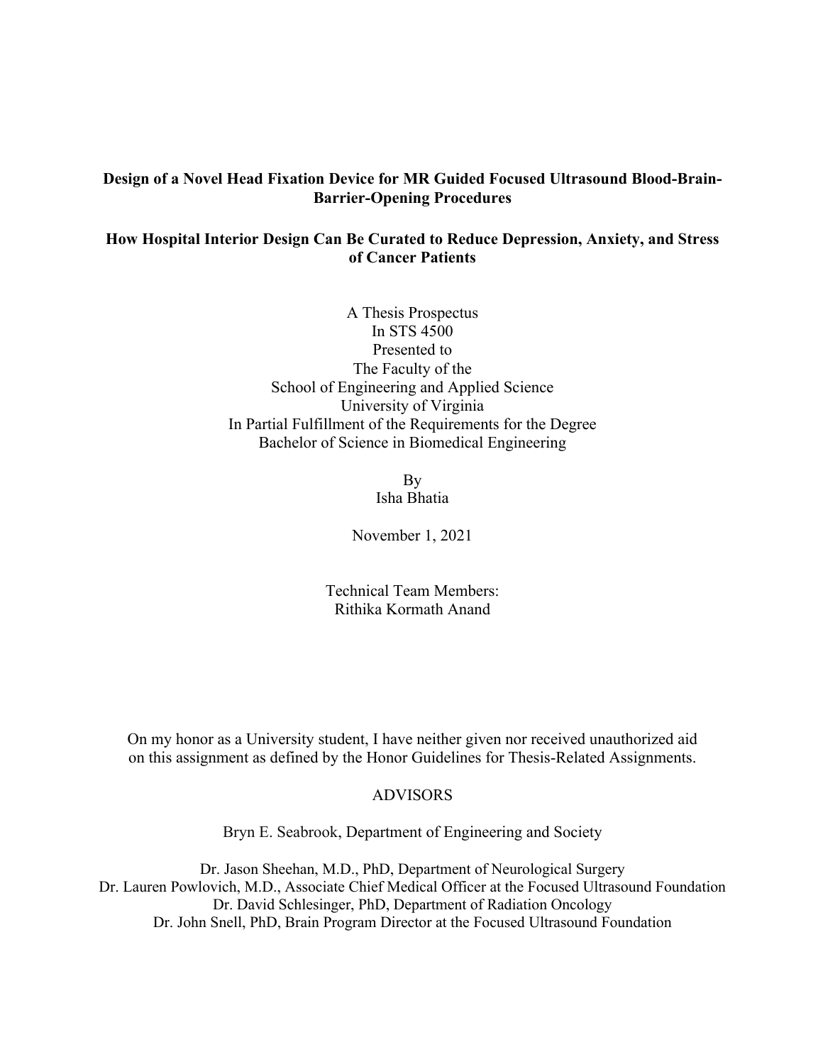**Design of a Novel Head Fixation Device for MR Guided Focused Ultrasound Blood-Brain-Barrier-Opening Procedures**

**How Hospital Interior Design Can Be Curated to Reduce Depression, Anxiety, and Stress of Cancer Patients**

A Thesis Prospectus
In STS 4500
Presented to
The Faculty of the
School of Engineering and Applied Science
University of Virginia
In Partial Fulfillment of the Requirements for the Degree
Bachelor of Science in Biomedical Engineering

By
Isha Bhatia

November 1, 2021

Technical Team Members:
Rithika Kormath Anand

On my honor as a University student, I have neither given nor received unauthorized aid on this assignment as defined by the Honor Guidelines for Thesis-Related Assignments.

ADVISORS

Bryn E. Seabrook, Department of Engineering and Society

Dr. Jason Sheehan, M.D., PhD, Department of Neurological Surgery
Dr. Lauren Powlovich, M.D., Associate Chief Medical Officer at the Focused Ultrasound Foundation
Dr. David Schlesinger, PhD, Department of Radiation Oncology
Dr. John Snell, PhD, Brain Program Director at the Focused Ultrasound Foundation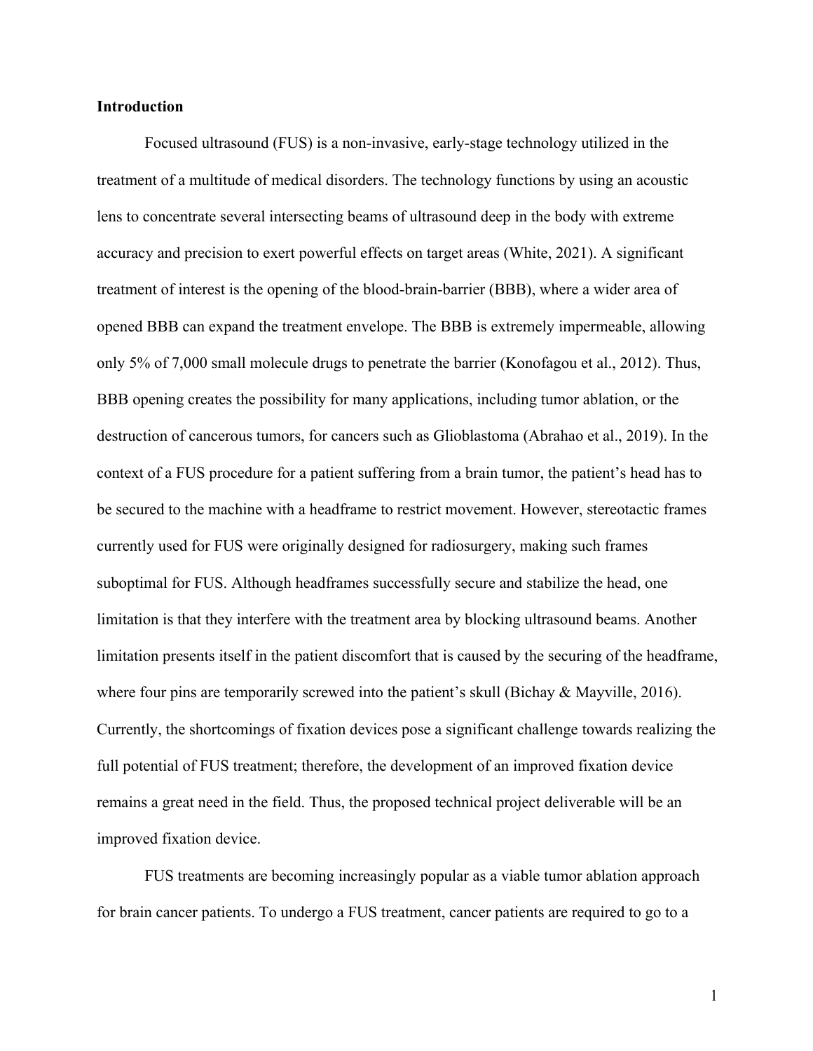## Introduction

Focused ultrasound (FUS) is a non-invasive, early-stage technology utilized in the treatment of a multitude of medical disorders. The technology functions by using an acoustic lens to concentrate several intersecting beams of ultrasound deep in the body with extreme accuracy and precision to exert powerful effects on target areas (White, 2021). A significant treatment of interest is the opening of the blood-brain-barrier (BBB), where a wider area of opened BBB can expand the treatment envelope. The BBB is extremely impermeable, allowing only 5% of 7,000 small molecule drugs to penetrate the barrier (Konofagou et al., 2012). Thus, BBB opening creates the possibility for many applications, including tumor ablation, or the destruction of cancerous tumors, for cancers such as Glioblastoma (Abrahao et al., 2019). In the context of a FUS procedure for a patient suffering from a brain tumor, the patient's head has to be secured to the machine with a headframe to restrict movement. However, stereotactic frames currently used for FUS were originally designed for radiosurgery, making such frames suboptimal for FUS. Although headframes successfully secure and stabilize the head, one limitation is that they interfere with the treatment area by blocking ultrasound beams. Another limitation presents itself in the patient discomfort that is caused by the securing of the headframe, where four pins are temporarily screwed into the patient's skull (Bichay & Mayville, 2016). Currently, the shortcomings of fixation devices pose a significant challenge towards realizing the full potential of FUS treatment; therefore, the development of an improved fixation device remains a great need in the field. Thus, the proposed technical project deliverable will be an improved fixation device.

FUS treatments are becoming increasingly popular as a viable tumor ablation approach for brain cancer patients. To undergo a FUS treatment, cancer patients are required to go to a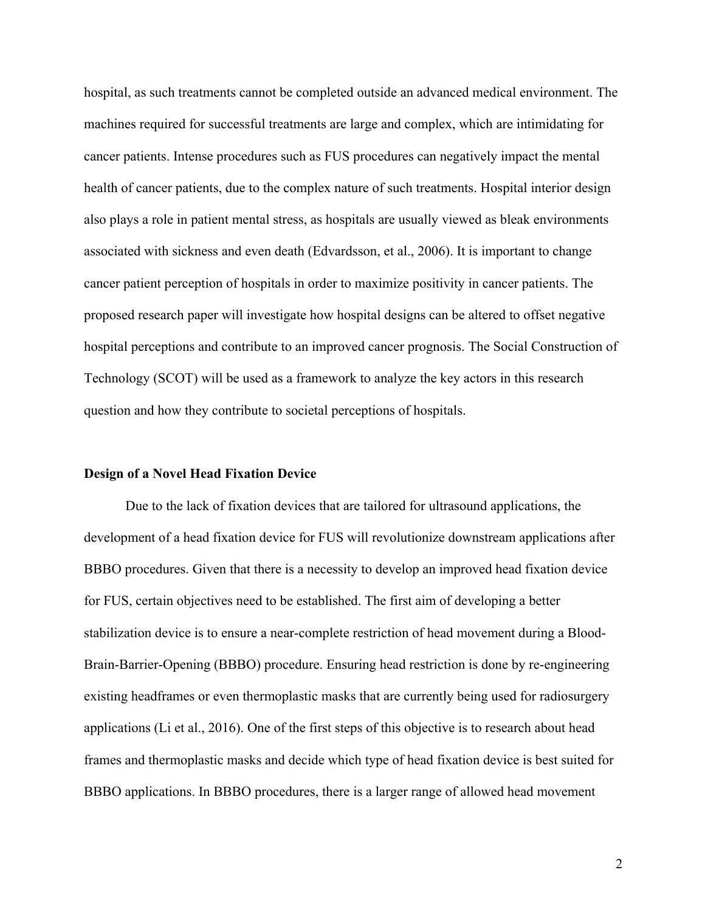hospital, as such treatments cannot be completed outside an advanced medical environment. The machines required for successful treatments are large and complex, which are intimidating for cancer patients. Intense procedures such as FUS procedures can negatively impact the mental health of cancer patients, due to the complex nature of such treatments. Hospital interior design also plays a role in patient mental stress, as hospitals are usually viewed as bleak environments associated with sickness and even death (Edvardsson, et al., 2006). It is important to change cancer patient perception of hospitals in order to maximize positivity in cancer patients. The proposed research paper will investigate how hospital designs can be altered to offset negative hospital perceptions and contribute to an improved cancer prognosis. The Social Construction of Technology (SCOT) will be used as a framework to analyze the key actors in this research question and how they contribute to societal perceptions of hospitals.

**Design of a Novel Head Fixation Device**

Due to the lack of fixation devices that are tailored for ultrasound applications, the development of a head fixation device for FUS will revolutionize downstream applications after BBBO procedures. Given that there is a necessity to develop an improved head fixation device for FUS, certain objectives need to be established. The first aim of developing a better stabilization device is to ensure a near-complete restriction of head movement during a Blood-Brain-Barrier-Opening (BBBO) procedure. Ensuring head restriction is done by re-engineering existing headframes or even thermoplastic masks that are currently being used for radiosurgery applications (Li et al., 2016). One of the first steps of this objective is to research about head frames and thermoplastic masks and decide which type of head fixation device is best suited for BBBO applications. In BBBO procedures, there is a larger range of allowed head movement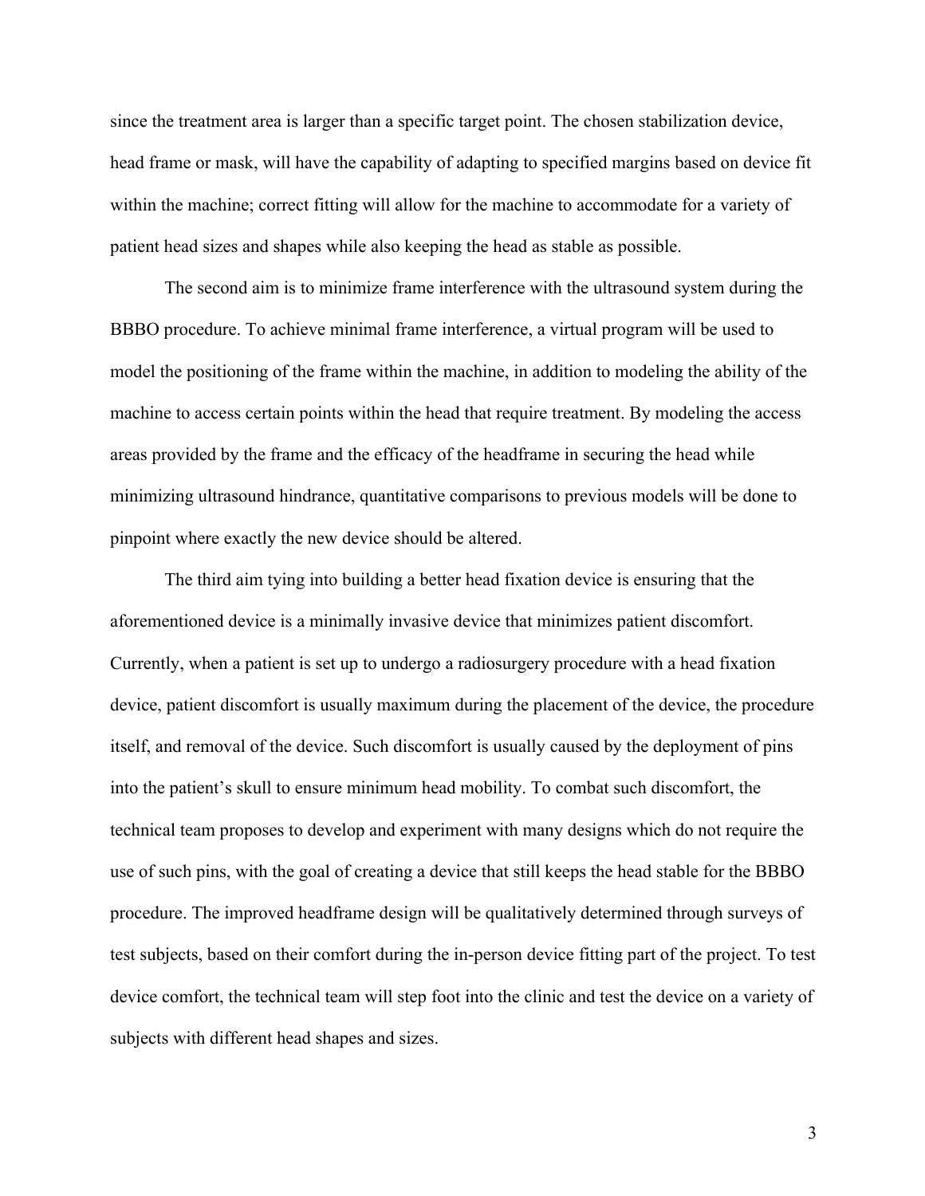since the treatment area is larger than a specific target point. The chosen stabilization device, head frame or mask, will have the capability of adapting to specified margins based on device fit within the machine; correct fitting will allow for the machine to accommodate for a variety of patient head sizes and shapes while also keeping the head as stable as possible.

The second aim is to minimize frame interference with the ultrasound system during the BBBO procedure. To achieve minimal frame interference, a virtual program will be used to model the positioning of the frame within the machine, in addition to modeling the ability of the machine to access certain points within the head that require treatment. By modeling the access areas provided by the frame and the efficacy of the headframe in securing the head while minimizing ultrasound hindrance, quantitative comparisons to previous models will be done to pinpoint where exactly the new device should be altered.

The third aim tying into building a better head fixation device is ensuring that the aforementioned device is a minimally invasive device that minimizes patient discomfort. Currently, when a patient is set up to undergo a radiosurgery procedure with a head fixation device, patient discomfort is usually maximum during the placement of the device, the procedure itself, and removal of the device. Such discomfort is usually caused by the deployment of pins into the patient's skull to ensure minimum head mobility. To combat such discomfort, the technical team proposes to develop and experiment with many designs which do not require the use of such pins, with the goal of creating a device that still keeps the head stable for the BBBO procedure. The improved headframe design will be qualitatively determined through surveys of test subjects, based on their comfort during the in-person device fitting part of the project. To test device comfort, the technical team will step foot into the clinic and test the device on a variety of subjects with different head shapes and sizes.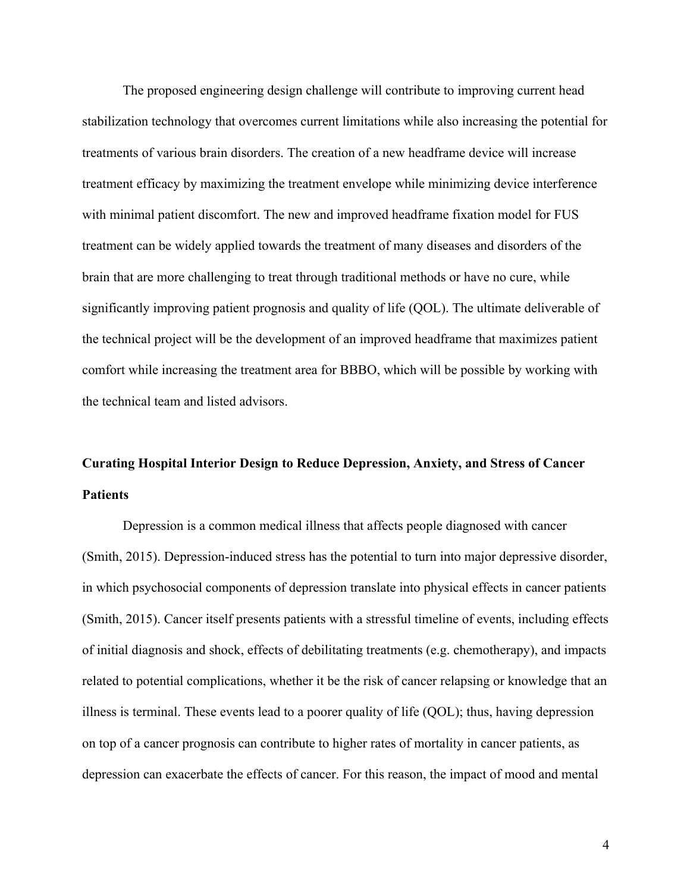The proposed engineering design challenge will contribute to improving current head stabilization technology that overcomes current limitations while also increasing the potential for treatments of various brain disorders. The creation of a new headframe device will increase treatment efficacy by maximizing the treatment envelope while minimizing device interference with minimal patient discomfort. The new and improved headframe fixation model for FUS treatment can be widely applied towards the treatment of many diseases and disorders of the brain that are more challenging to treat through traditional methods or have no cure, while significantly improving patient prognosis and quality of life (QOL). The ultimate deliverable of the technical project will be the development of an improved headframe that maximizes patient comfort while increasing the treatment area for BBBO, which will be possible by working with the technical team and listed advisors.

## Curating Hospital Interior Design to Reduce Depression, Anxiety, and Stress of Cancer Patients

Depression is a common medical illness that affects people diagnosed with cancer (Smith, 2015). Depression-induced stress has the potential to turn into major depressive disorder, in which psychosocial components of depression translate into physical effects in cancer patients (Smith, 2015). Cancer itself presents patients with a stressful timeline of events, including effects of initial diagnosis and shock, effects of debilitating treatments (e.g. chemotherapy), and impacts related to potential complications, whether it be the risk of cancer relapsing or knowledge that an illness is terminal. These events lead to a poorer quality of life (QOL); thus, having depression on top of a cancer prognosis can contribute to higher rates of mortality in cancer patients, as depression can exacerbate the effects of cancer. For this reason, the impact of mood and mental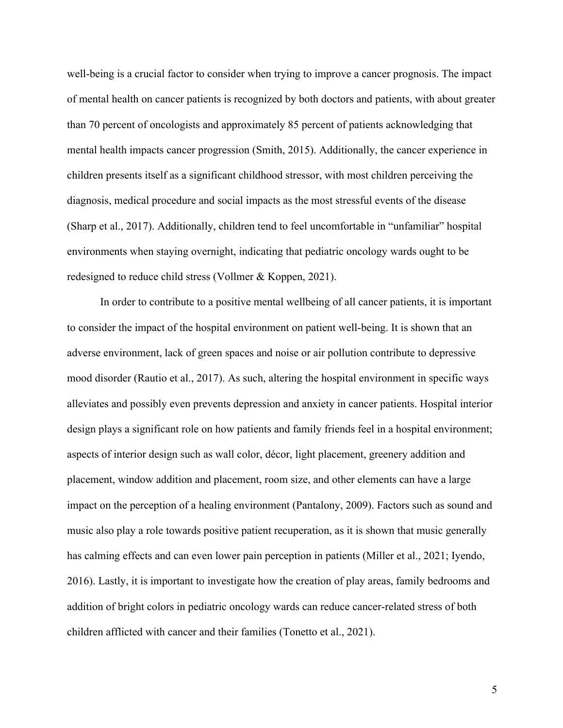well-being is a crucial factor to consider when trying to improve a cancer prognosis. The impact of mental health on cancer patients is recognized by both doctors and patients, with about greater than 70 percent of oncologists and approximately 85 percent of patients acknowledging that mental health impacts cancer progression (Smith, 2015). Additionally, the cancer experience in children presents itself as a significant childhood stressor, with most children perceiving the diagnosis, medical procedure and social impacts as the most stressful events of the disease (Sharp et al., 2017). Additionally, children tend to feel uncomfortable in "unfamiliar" hospital environments when staying overnight, indicating that pediatric oncology wards ought to be redesigned to reduce child stress (Vollmer & Koppen, 2021).

In order to contribute to a positive mental wellbeing of all cancer patients, it is important to consider the impact of the hospital environment on patient well-being. It is shown that an adverse environment, lack of green spaces and noise or air pollution contribute to depressive mood disorder (Rautio et al., 2017). As such, altering the hospital environment in specific ways alleviates and possibly even prevents depression and anxiety in cancer patients. Hospital interior design plays a significant role on how patients and family friends feel in a hospital environment; aspects of interior design such as wall color, décor, light placement, greenery addition and placement, window addition and placement, room size, and other elements can have a large impact on the perception of a healing environment (Pantalony, 2009). Factors such as sound and music also play a role towards positive patient recuperation, as it is shown that music generally has calming effects and can even lower pain perception in patients (Miller et al., 2021; Iyendo, 2016). Lastly, it is important to investigate how the creation of play areas, family bedrooms and addition of bright colors in pediatric oncology wards can reduce cancer-related stress of both children afflicted with cancer and their families (Tonetto et al., 2021).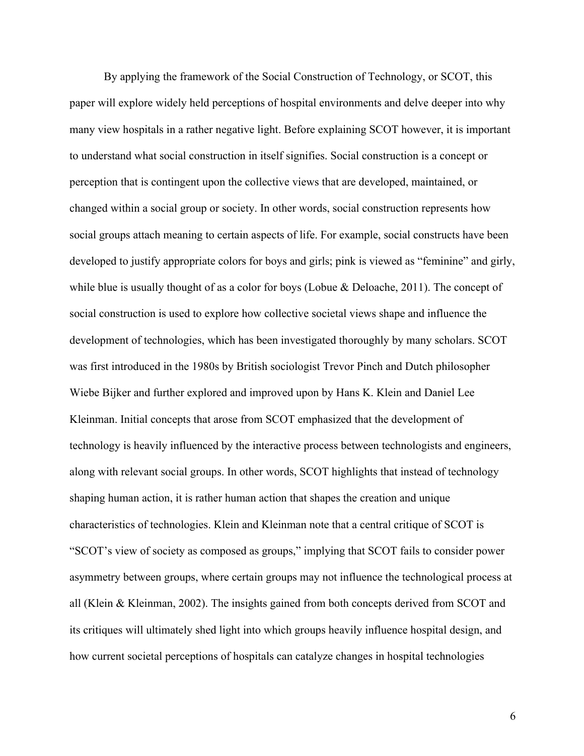By applying the framework of the Social Construction of Technology, or SCOT, this paper will explore widely held perceptions of hospital environments and delve deeper into why many view hospitals in a rather negative light. Before explaining SCOT however, it is important to understand what social construction in itself signifies. Social construction is a concept or perception that is contingent upon the collective views that are developed, maintained, or changed within a social group or society. In other words, social construction represents how social groups attach meaning to certain aspects of life. For example, social constructs have been developed to justify appropriate colors for boys and girls; pink is viewed as "feminine" and girly, while blue is usually thought of as a color for boys (Lobue & Deloache, 2011). The concept of social construction is used to explore how collective societal views shape and influence the development of technologies, which has been investigated thoroughly by many scholars. SCOT was first introduced in the 1980s by British sociologist Trevor Pinch and Dutch philosopher Wiebe Bijker and further explored and improved upon by Hans K. Klein and Daniel Lee Kleinman. Initial concepts that arose from SCOT emphasized that the development of technology is heavily influenced by the interactive process between technologists and engineers, along with relevant social groups. In other words, SCOT highlights that instead of technology shaping human action, it is rather human action that shapes the creation and unique characteristics of technologies. Klein and Kleinman note that a central critique of SCOT is "SCOT's view of society as composed as groups," implying that SCOT fails to consider power asymmetry between groups, where certain groups may not influence the technological process at all (Klein & Kleinman, 2002). The insights gained from both concepts derived from SCOT and its critiques will ultimately shed light into which groups heavily influence hospital design, and how current societal perceptions of hospitals can catalyze changes in hospital technologies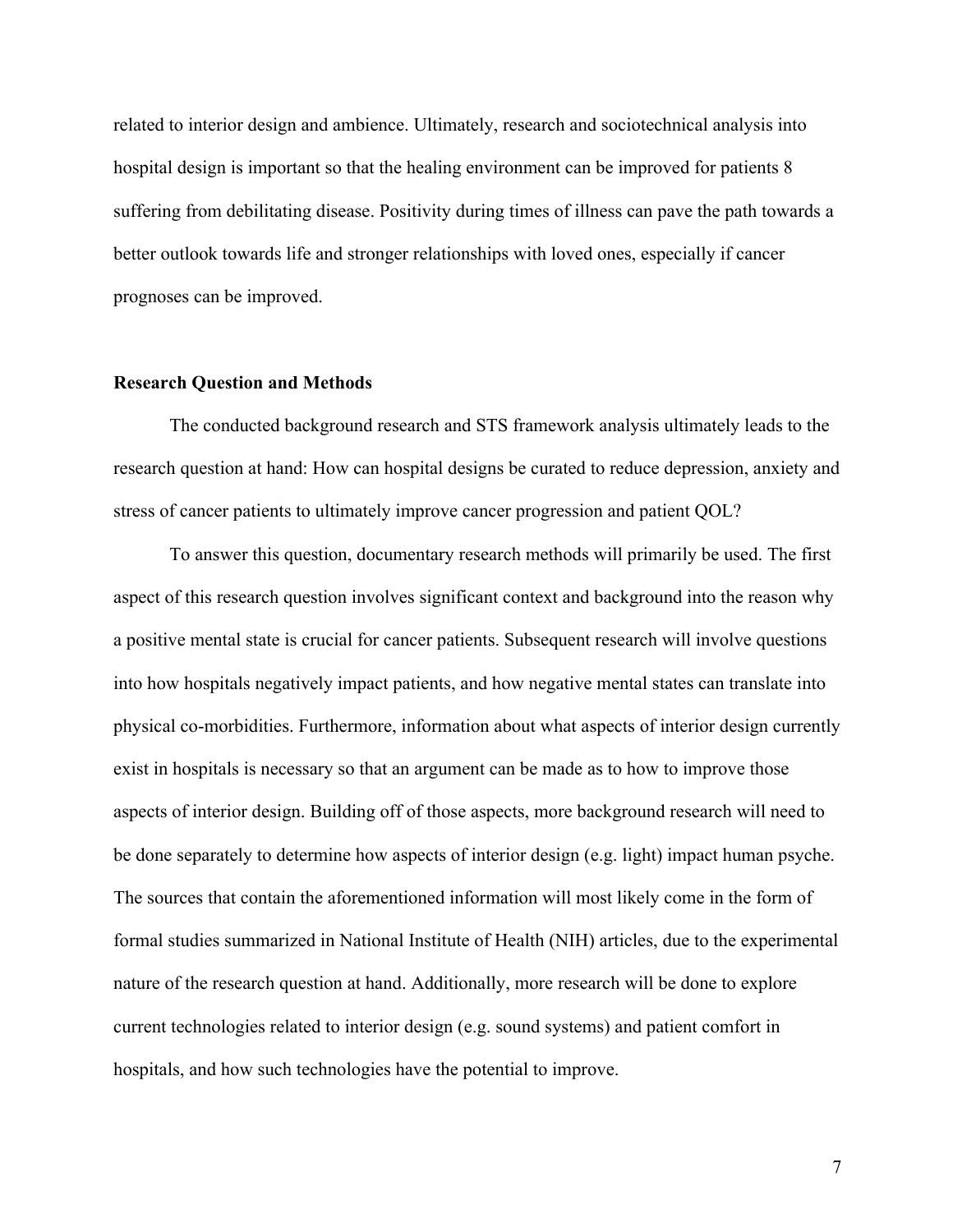related to interior design and ambience. Ultimately, research and sociotechnical analysis into hospital design is important so that the healing environment can be improved for patients 8 suffering from debilitating disease. Positivity during times of illness can pave the path towards a better outlook towards life and stronger relationships with loved ones, especially if cancer prognoses can be improved.

**Research Question and Methods**

The conducted background research and STS framework analysis ultimately leads to the research question at hand: How can hospital designs be curated to reduce depression, anxiety and stress of cancer patients to ultimately improve cancer progression and patient QOL?

To answer this question, documentary research methods will primarily be used. The first aspect of this research question involves significant context and background into the reason why a positive mental state is crucial for cancer patients. Subsequent research will involve questions into how hospitals negatively impact patients, and how negative mental states can translate into physical co-morbidities. Furthermore, information about what aspects of interior design currently exist in hospitals is necessary so that an argument can be made as to how to improve those aspects of interior design. Building off of those aspects, more background research will need to be done separately to determine how aspects of interior design (e.g. light) impact human psyche. The sources that contain the aforementioned information will most likely come in the form of formal studies summarized in National Institute of Health (NIH) articles, due to the experimental nature of the research question at hand. Additionally, more research will be done to explore current technologies related to interior design (e.g. sound systems) and patient comfort in hospitals, and how such technologies have the potential to improve.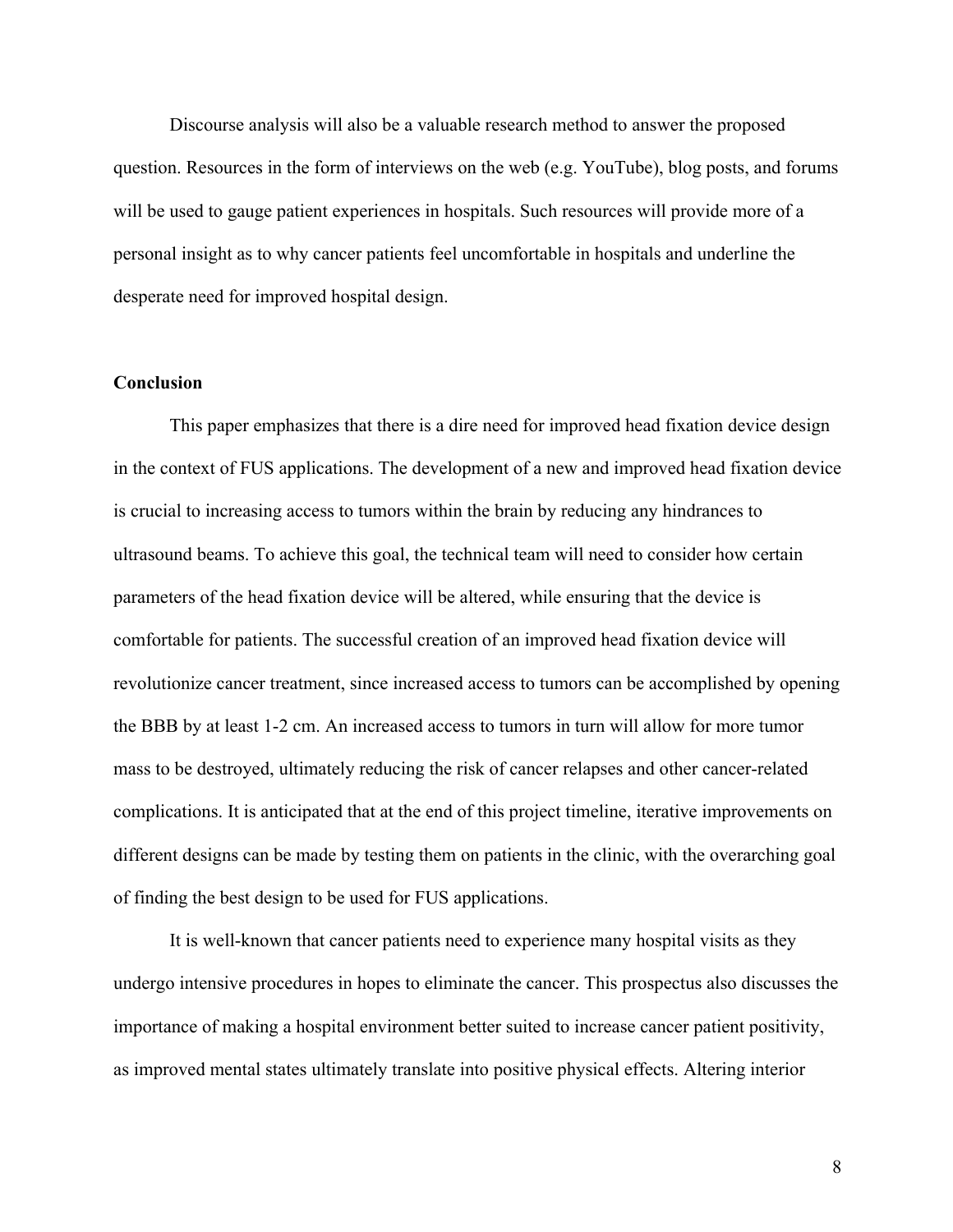Discourse analysis will also be a valuable research method to answer the proposed question. Resources in the form of interviews on the web (e.g. YouTube), blog posts, and forums will be used to gauge patient experiences in hospitals. Such resources will provide more of a personal insight as to why cancer patients feel uncomfortable in hospitals and underline the desperate need for improved hospital design.

## Conclusion

This paper emphasizes that there is a dire need for improved head fixation device design in the context of FUS applications. The development of a new and improved head fixation device is crucial to increasing access to tumors within the brain by reducing any hindrances to ultrasound beams. To achieve this goal, the technical team will need to consider how certain parameters of the head fixation device will be altered, while ensuring that the device is comfortable for patients. The successful creation of an improved head fixation device will revolutionize cancer treatment, since increased access to tumors can be accomplished by opening the BBB by at least 1-2 cm. An increased access to tumors in turn will allow for more tumor mass to be destroyed, ultimately reducing the risk of cancer relapses and other cancer-related complications. It is anticipated that at the end of this project timeline, iterative improvements on different designs can be made by testing them on patients in the clinic, with the overarching goal of finding the best design to be used for FUS applications.

It is well-known that cancer patients need to experience many hospital visits as they undergo intensive procedures in hopes to eliminate the cancer. This prospectus also discusses the importance of making a hospital environment better suited to increase cancer patient positivity, as improved mental states ultimately translate into positive physical effects. Altering interior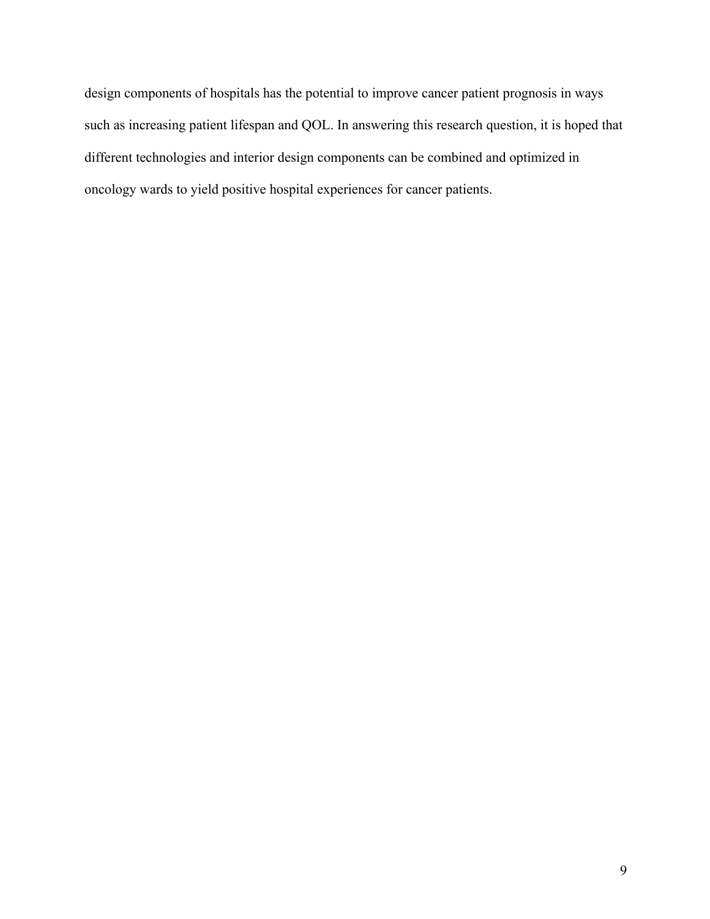design components of hospitals has the potential to improve cancer patient prognosis in ways such as increasing patient lifespan and QOL. In answering this research question, it is hoped that different technologies and interior design components can be combined and optimized in oncology wards to yield positive hospital experiences for cancer patients.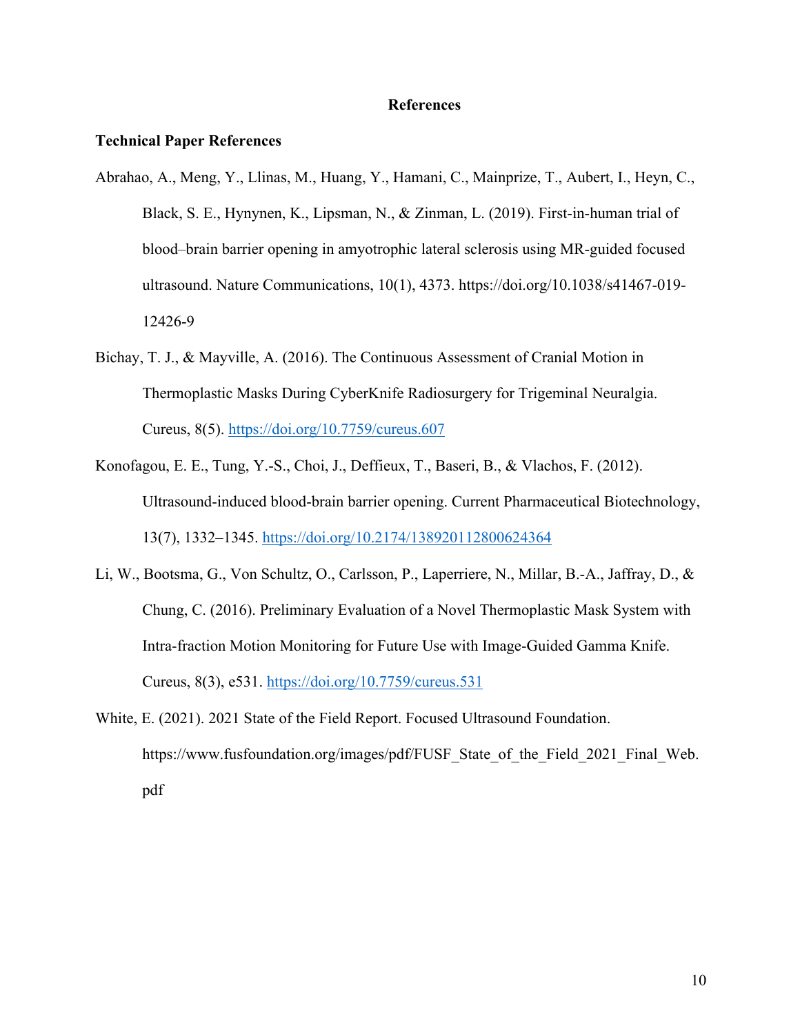# References

## Technical Paper References

Abrahao, A., Meng, Y., Llinas, M., Huang, Y., Hamani, C., Mainprize, T., Aubert, I., Heyn, C., Black, S. E., Hynynen, K., Lipsman, N., & Zinman, L. (2019). First-in-human trial of blood–brain barrier opening in amyotrophic lateral sclerosis using MR-guided focused ultrasound. Nature Communications, 10(1), 4373. https://doi.org/10.1038/s41467-019-12426-9

Bichay, T. J., & Mayville, A. (2016). The Continuous Assessment of Cranial Motion in Thermoplastic Masks During CyberKnife Radiosurgery for Trigeminal Neuralgia. Cureus, 8(5). https://doi.org/10.7759/cureus.607

Konofagou, E. E., Tung, Y.-S., Choi, J., Deffieux, T., Baseri, B., & Vlachos, F. (2012). Ultrasound-induced blood-brain barrier opening. Current Pharmaceutical Biotechnology, 13(7), 1332–1345. https://doi.org/10.2174/138920112800624364

Li, W., Bootsma, G., Von Schultz, O., Carlsson, P., Laperriere, N., Millar, B.-A., Jaffray, D., & Chung, C. (2016). Preliminary Evaluation of a Novel Thermoplastic Mask System with Intra-fraction Motion Monitoring for Future Use with Image-Guided Gamma Knife. Cureus, 8(3), e531. https://doi.org/10.7759/cureus.531

White, E. (2021). 2021 State of the Field Report. Focused Ultrasound Foundation. https://www.fusfoundation.org/images/pdf/FUSF_State_of_the_Field_2021_Final_Web.pdf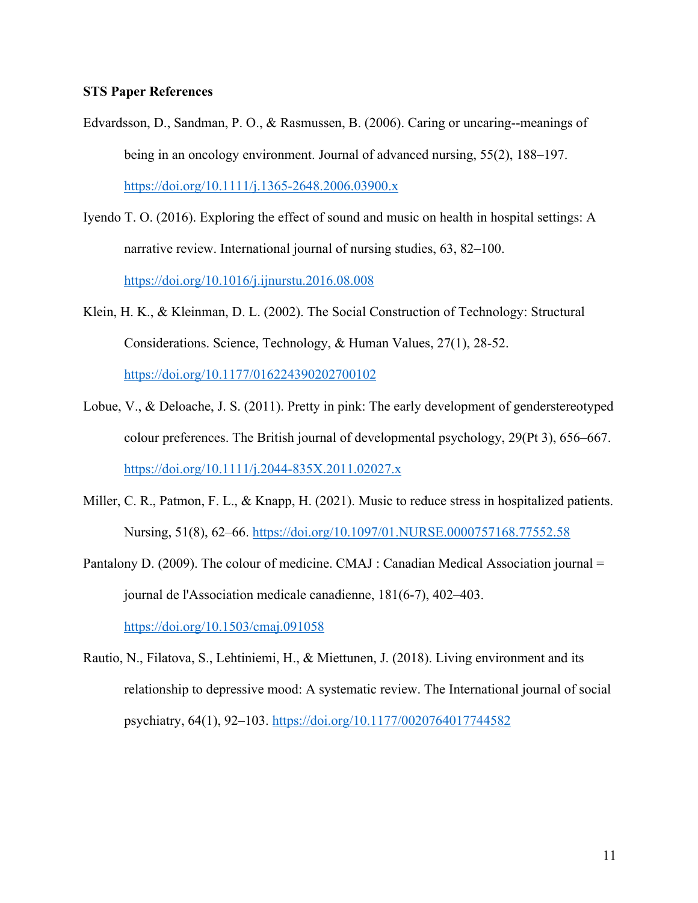**STS Paper References**

Edvardsson, D., Sandman, P. O., & Rasmussen, B. (2006). Caring or uncaring--meanings of being in an oncology environment. Journal of advanced nursing, 55(2), 188–197. https://doi.org/10.1111/j.1365-2648.2006.03900.x

Iyendo T. O. (2016). Exploring the effect of sound and music on health in hospital settings: A narrative review. International journal of nursing studies, 63, 82–100. https://doi.org/10.1016/j.ijnurstu.2016.08.008

Klein, H. K., & Kleinman, D. L. (2002). The Social Construction of Technology: Structural Considerations. Science, Technology, & Human Values, 27(1), 28-52. https://doi.org/10.1177/016224390202700102

Lobue, V., & Deloache, J. S. (2011). Pretty in pink: The early development of genderstereotyped colour preferences. The British journal of developmental psychology, 29(Pt 3), 656–667. https://doi.org/10.1111/j.2044-835X.2011.02027.x

Miller, C. R., Patmon, F. L., & Knapp, H. (2021). Music to reduce stress in hospitalized patients. Nursing, 51(8), 62–66. https://doi.org/10.1097/01.NURSE.0000757168.77552.58

Pantalony D. (2009). The colour of medicine. CMAJ : Canadian Medical Association journal = journal de l'Association medicale canadienne, 181(6-7), 402–403. https://doi.org/10.1503/cmaj.091058

Rautio, N., Filatova, S., Lehtiniemi, H., & Miettunen, J. (2018). Living environment and its relationship to depressive mood: A systematic review. The International journal of social psychiatry, 64(1), 92–103. https://doi.org/10.1177/0020764017744582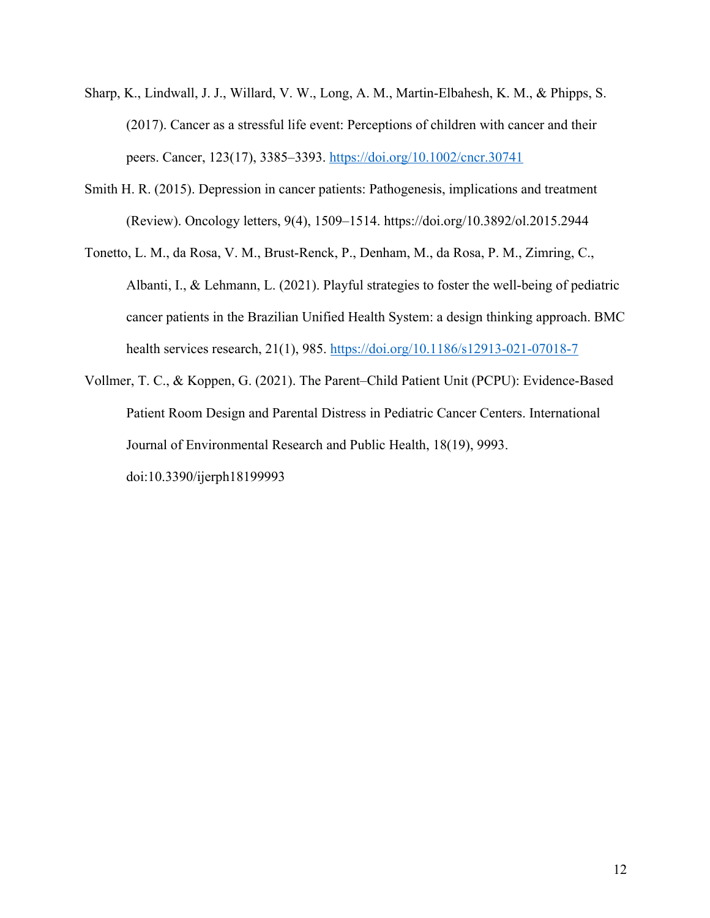Sharp, K., Lindwall, J. J., Willard, V. W., Long, A. M., Martin-Elbahesh, K. M., & Phipps, S. (2017). Cancer as a stressful life event: Perceptions of children with cancer and their peers. Cancer, 123(17), 3385–3393. https://doi.org/10.1002/cncr.30741

Smith H. R. (2015). Depression in cancer patients: Pathogenesis, implications and treatment (Review). Oncology letters, 9(4), 1509–1514. https://doi.org/10.3892/ol.2015.2944

Tonetto, L. M., da Rosa, V. M., Brust-Renck, P., Denham, M., da Rosa, P. M., Zimring, C., Albanti, I., & Lehmann, L. (2021). Playful strategies to foster the well-being of pediatric cancer patients in the Brazilian Unified Health System: a design thinking approach. BMC health services research, 21(1), 985. https://doi.org/10.1186/s12913-021-07018-7

Vollmer, T. C., & Koppen, G. (2021). The Parent–Child Patient Unit (PCPU): Evidence-Based Patient Room Design and Parental Distress in Pediatric Cancer Centers. International Journal of Environmental Research and Public Health, 18(19), 9993. doi:10.3390/ijerph18199993